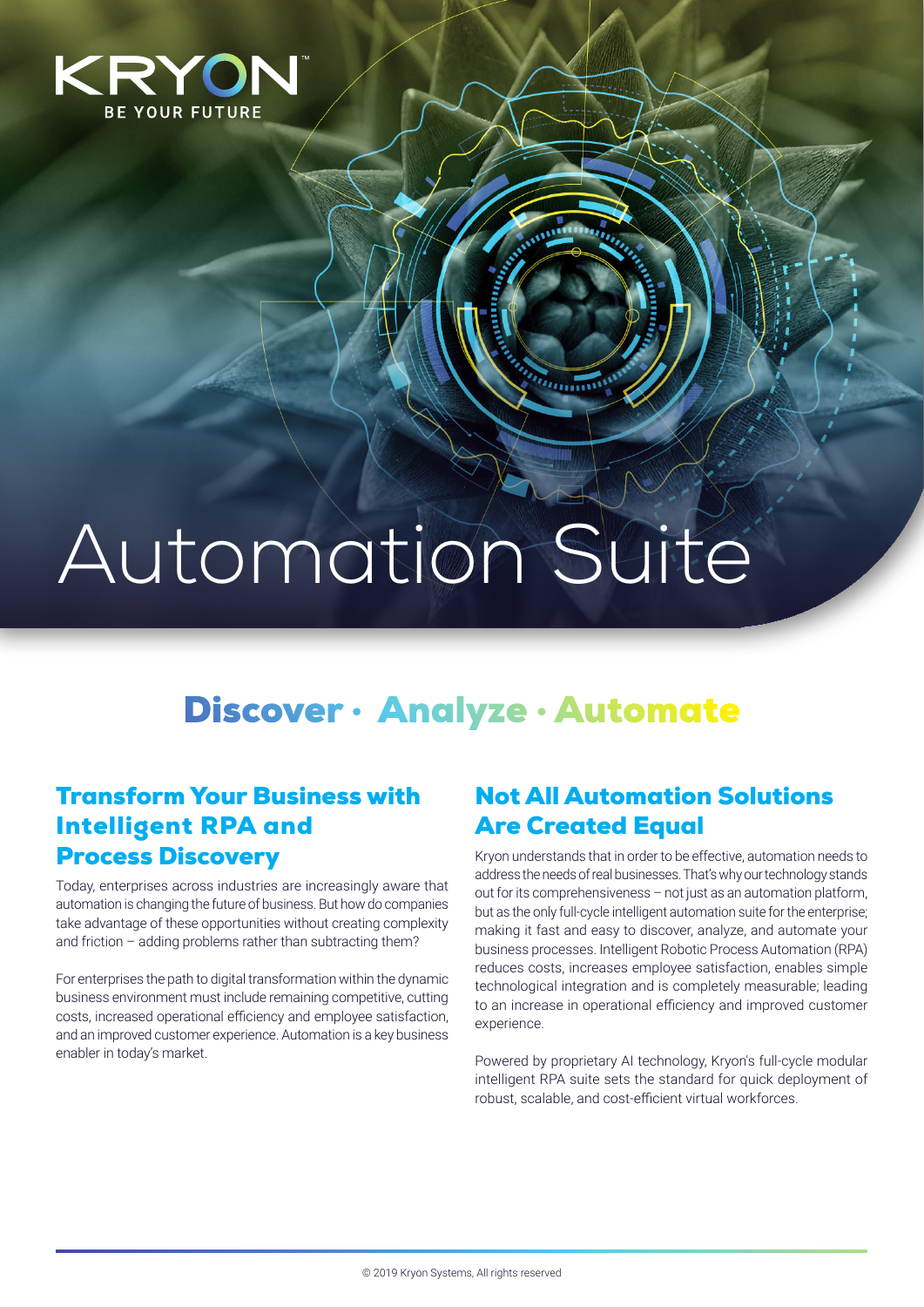KRYON™

BE YOUR FUTURE

# Automation Suite

## Discover · Analyze · Automate

### Transform Your Business with Intelligent RPA and Process Discovery

Today, enterprises across industries are increasingly aware that automation is changing the future of business. But how do companies take advantage of these opportunities without creating complexity and friction – adding problems rather than subtracting them?

For enterprises the path to digital transformation within the dynamic business environment must include remaining competitive, cutting costs, increased operational efficiency and employee satisfaction, and an improved customer experience. Automation is a key business enabler in today's market.

### Not All Automation Solutions Are Created Equal

Kryon understands that in order to be effective, automation needs to address the needs of real businesses. That's why our technology stands out for its comprehensiveness – not just as an automation platform, but as the only full-cycle intelligent automation suite for the enterprise; making it fast and easy to discover, analyze, and automate your business processes. Intelligent Robotic Process Automation (RPA) reduces costs, increases employee satisfaction, enables simple technological integration and is completely measurable; leading to an increase in operational efficiency and improved customer experience.

Powered by proprietary AI technology, Kryon's full-cycle modular intelligent RPA suite sets the standard for quick deployment of robust, scalable, and cost-efficient virtual workforces.

© 2019 Kryon Systems, All rights reserved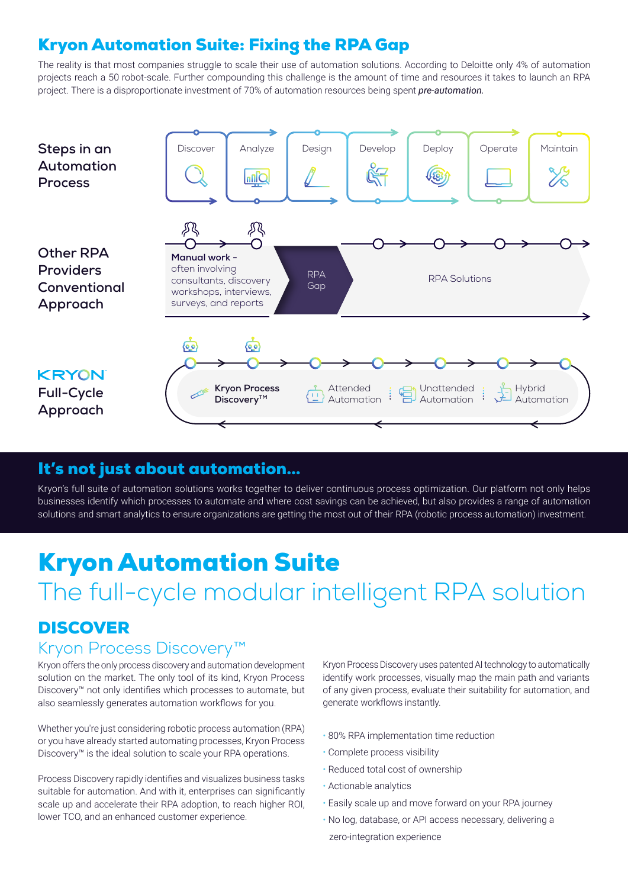## Kryon Automation Suite: Fixing the RPA Gap

The reality is that most companies struggle to scale their use of automation solutions. According to Deloitte only 4% of automation projects reach a 50 robot-scale. Further compounding this challenge is the amount of time and resources it takes to launch an RPA project. There is a disproportionate investment of 70% of automation resources being spent *pre-automation.*

**Steps in an Automation Process**

Discover → Analyze → Design → Develop → Deploy → Operate → Maintain

**Other RPA Providers Conventional Approach**

**Manual work -** often involving consultants, discovery workshops, interviews, surveys, and reports

RPA Gap

RPA Solutions

**KRYON Full-Cycle Approach**

**Kryon Process Discovery™**

Attended Automation

Unattended Automation

Hybrid Automation

## It's not just about automation...

Kryon's full suite of automation solutions works together to deliver continuous process optimization. Our platform not only helps businesses identify which processes to automate and where cost savings can be achieved, but also provides a range of automation solutions and smart analytics to ensure organizations are getting the most out of their RPA (robotic process automation) investment.

# Kryon Automation Suite

The full-cycle modular intelligent RPA solution

## DISCOVER

### Kryon Process Discovery™

Kryon offers the only process discovery and automation development solution on the market. The only tool of its kind, Kryon Process Discovery™ not only identifies which processes to automate, but also seamlessly generates automation workflows for you.

Whether you're just considering robotic process automation (RPA) or you have already started automating processes, Kryon Process Discovery™ is the ideal solution to scale your RPA operations.

Process Discovery rapidly identifies and visualizes business tasks suitable for automation. And with it, enterprises can significantly scale up and accelerate their RPA adoption, to reach higher ROI, lower TCO, and an enhanced customer experience.

Kryon Process Discovery uses patented AI technology to automatically identify work processes, visually map the main path and variants of any given process, evaluate their suitability for automation, and generate workflows instantly.

- 80% RPA implementation time reduction
- Complete process visibility
- Reduced total cost of ownership
- Actionable analytics
- Easily scale up and move forward on your RPA journey
- No log, database, or API access necessary, delivering a zero-integration experience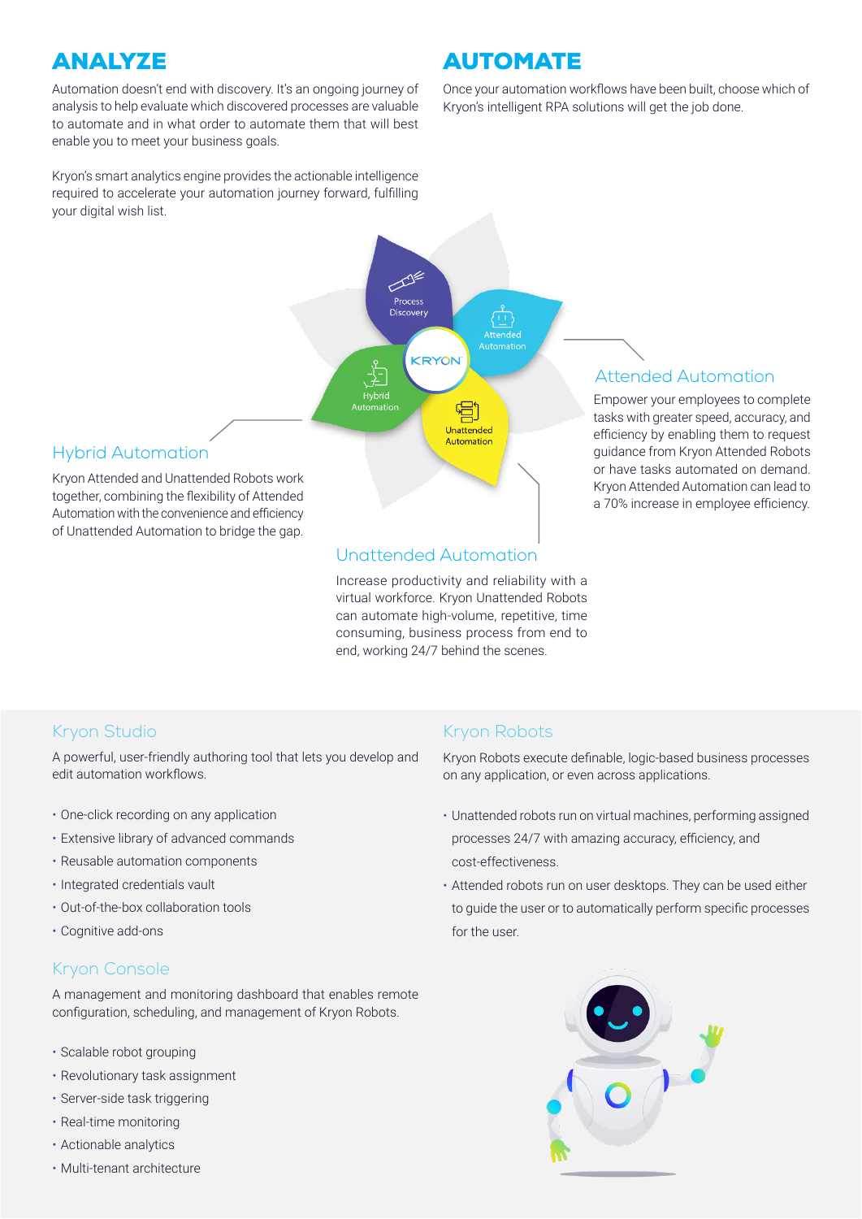## ANALYZE

Automation doesn't end with discovery. It's an ongoing journey of analysis to help evaluate which discovered processes are valuable to automate and in what order to automate them that will best enable you to meet your business goals.

Kryon's smart analytics engine provides the actionable intelligence required to accelerate your automation journey forward, fulfilling your digital wish list.

## AUTOMATE

Once your automation workflows have been built, choose which of Kryon's intelligent RPA solutions will get the job done.

Process Discovery

Attended Automation

KRYON

Hybrid Automation

Unattended Automation

### Attended Automation

Empower your employees to complete tasks with greater speed, accuracy, and efficiency by enabling them to request guidance from Kryon Attended Robots or have tasks automated on demand. Kryon Attended Automation can lead to a 70% increase in employee efficiency.

### Hybrid Automation

Kryon Attended and Unattended Robots work together, combining the flexibility of Attended Automation with the convenience and efficiency of Unattended Automation to bridge the gap.

### Unattended Automation

Increase productivity and reliability with a virtual workforce. Kryon Unattended Robots can automate high-volume, repetitive, time consuming, business process from end to end, working 24/7 behind the scenes.

### Kryon Studio

A powerful, user-friendly authoring tool that lets you develop and edit automation workflows.

- One-click recording on any application
- Extensive library of advanced commands
- Reusable automation components
- Integrated credentials vault
- Out-of-the-box collaboration tools
- Cognitive add-ons

### Kryon Console

A management and monitoring dashboard that enables remote configuration, scheduling, and management of Kryon Robots.

- Scalable robot grouping
- Revolutionary task assignment
- Server-side task triggering
- Real-time monitoring
- Actionable analytics
- Multi-tenant architecture

### Kryon Robots

Kryon Robots execute definable, logic-based business processes on any application, or even across applications.

- Unattended robots run on virtual machines, performing assigned processes 24/7 with amazing accuracy, efficiency, and cost-effectiveness.
- Attended robots run on user desktops. They can be used either to guide the user or to automatically perform specific processes for the user.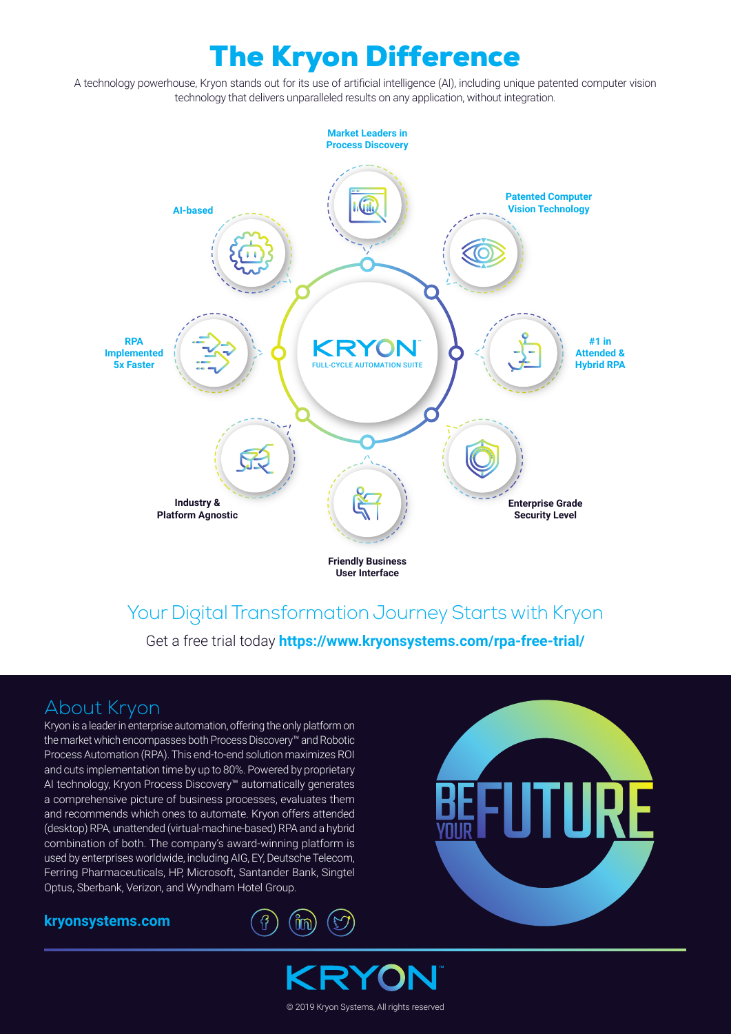# The Kryon Difference

A technology powerhouse, Kryon stands out for its use of artificial intelligence (AI), including unique patented computer vision technology that delivers unparalleled results on any application, without integration.

Market Leaders in Process Discovery

Patented Computer Vision Technology

AI-based

RPA Implemented 5x Faster

KRYON
FULL-CYCLE AUTOMATION SUITE

#1 in Attended & Hybrid RPA

Industry & Platform Agnostic

Enterprise Grade Security Level

Friendly Business User Interface

## Your Digital Transformation Journey Starts with Kryon

Get a free trial today **https://www.kryonsystems.com/rpa-free-trial/**

## About Kryon

Kryon is a leader in enterprise automation, offering the only platform on the market which encompasses both Process Discovery™ and Robotic Process Automation (RPA). This end-to-end solution maximizes ROI and cuts implementation time by up to 80%. Powered by proprietary AI technology, Kryon Process Discovery™ automatically generates a comprehensive picture of business processes, evaluates them and recommends which ones to automate. Kryon offers attended (desktop) RPA, unattended (virtual-machine-based) RPA and a hybrid combination of both. The company's award-winning platform is used by enterprises worldwide, including AIG, EY, Deutsche Telecom, Ferring Pharmaceuticals, HP, Microsoft, Santander Bank, Singtel Optus, Sberbank, Verizon, and Wyndham Hotel Group.

**kryonsystems.com**

BE YOUR FUTURE

KRYON™

© 2019 Kryon Systems, All rights reserved